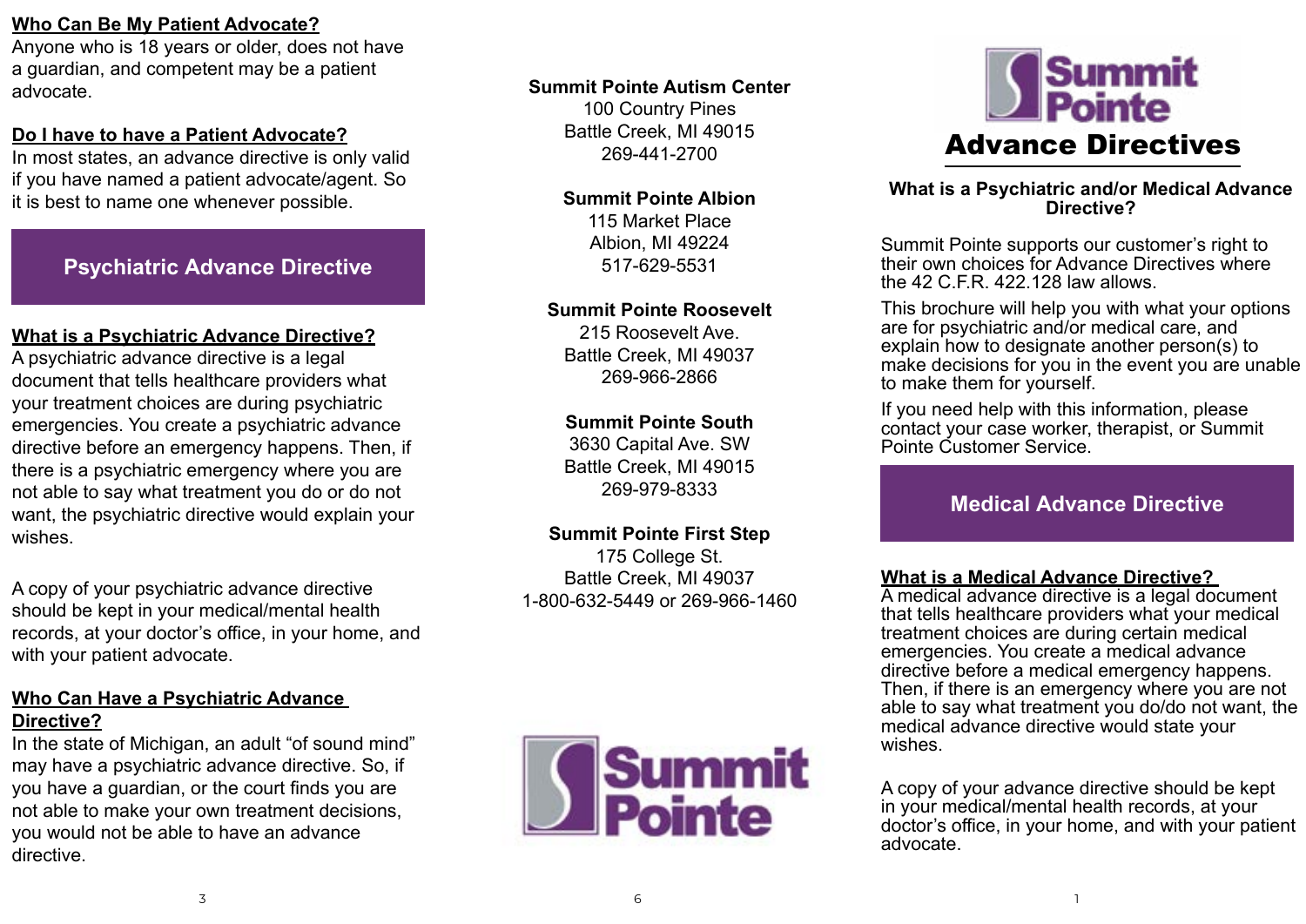## Who Can Be My Patient Advocate?

Anyone who is 18 years or older, does not have a guardian, and competent may be a patient advocate.

## Do I have to have a Patient Advocate?

In most states, an advance directive is only valid if you have named a patient advocate/agent. So it is best to name one whenever possible.

# Psychiatric Advance Directive

## What is a Psychiatric Advance Directive?

A psychiatric advance directive is a legal document that tells healthcare providers what your treatment choices are during psychiatric emergencies. You create a psychiatric advance directive before an emergency happens. Then, if there is a psychiatric emergency where you are not able to say what treatment you do or do not want, the psychiatric directive would explain your wishes.

A copy of your psychiatric advance directive should be kept in your medical/mental health records, at your doctor's office, in your home, and with your patient advocate.

## Who Can Have a Psychiatric Advance Directive?

In the state of Michigan, an adult "of sound mind" may have a psychiatric advance directive. So, if you have a guardian, or the court finds you are not able to make your own treatment decisions, you would not be able to have an advance directive.

**Summit Pointe Autism Center**
100 Country Pines
Battle Creek, MI 49015
269-441-2700

**Summit Pointe Albion**
115 Market Place
Albion, MI 49224
517-629-5531

**Summit Pointe Roosevelt**
215 Roosevelt Ave.
Battle Creek, MI 49037
269-966-2866

**Summit Pointe South**
3630 Capital Ave. SW
Battle Creek, MI 49015
269-979-8333

**Summit Pointe First Step**
175 College St.
Battle Creek, MI 49037
1-800-632-5449 or 269-966-1460

Summit Pointe

Summit Pointe

# Advance Directives

## What is a Psychiatric and/or Medical Advance Directive?

Summit Pointe supports our customer's right to their own choices for Advance Directives where the 42 C.F.R. 422.128 law allows.

This brochure will help you with what your options are for psychiatric and/or medical care, and explain how to designate another person(s) to make decisions for you in the event you are unable to make them for yourself.

If you need help with this information, please contact your case worker, therapist, or Summit Pointe Customer Service.

# Medical Advance Directive

## What is a Medical Advance Directive?

A medical advance directive is a legal document that tells healthcare providers what your medical treatment choices are during certain medical emergencies. You create a medical advance directive before a medical emergency happens. Then, if there is an emergency where you are not able to say what treatment you do/do not want, the medical advance directive would state your wishes.

A copy of your advance directive should be kept in your medical/mental health records, at your doctor's office, in your home, and with your patient advocate.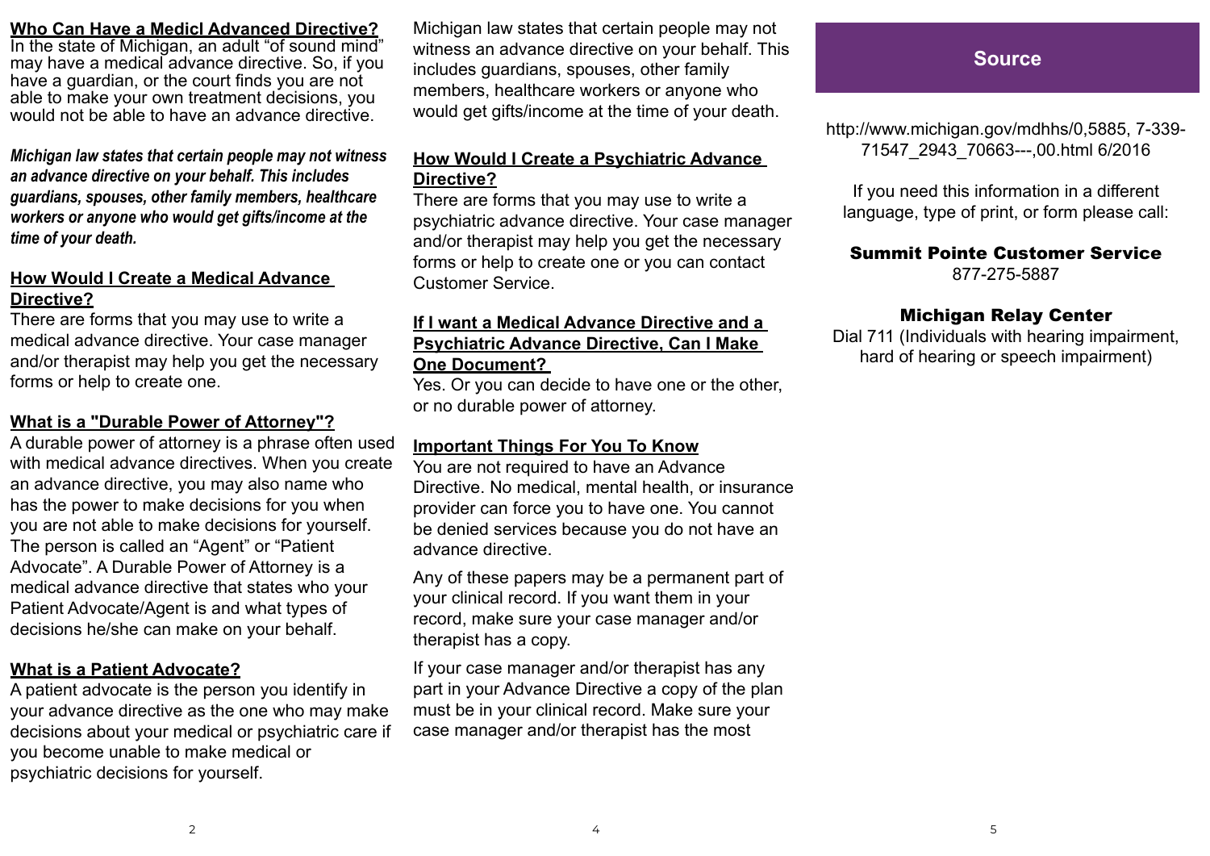## Who Can Have a Medicl Advanced Directive?

In the state of Michigan, an adult "of sound mind" may have a medical advance directive. So, if you have a guardian, or the court finds you are not able to make your own treatment decisions, you would not be able to have an advance directive.

***Michigan law states that certain people may not witness an advance directive on your behalf. This includes guardians, spouses, other family members, healthcare workers or anyone who would get gifts/income at the time of your death.***

## How Would I Create a Medical Advance Directive?

There are forms that you may use to write a medical advance directive. Your case manager and/or therapist may help you get the necessary forms or help to create one.

## What is a "Durable Power of Attorney"?

A durable power of attorney is a phrase often used with medical advance directives. When you create an advance directive, you may also name who has the power to make decisions for you when you are not able to make decisions for yourself. The person is called an "Agent" or "Patient Advocate". A Durable Power of Attorney is a medical advance directive that states who your Patient Advocate/Agent is and what types of decisions he/she can make on your behalf.

## What is a Patient Advocate?

A patient advocate is the person you identify in your advance directive as the one who may make decisions about your medical or psychiatric care if you become unable to make medical or psychiatric decisions for yourself.

Michigan law states that certain people may not witness an advance directive on your behalf. This includes guardians, spouses, other family members, healthcare workers or anyone who would get gifts/income at the time of your death.

## How Would I Create a Psychiatric Advance Directive?

There are forms that you may use to write a psychiatric advance directive. Your case manager and/or therapist may help you get the necessary forms or help to create one or you can contact Customer Service.

## If I want a Medical Advance Directive and a Psychiatric Advance Directive, Can I Make One Document?

Yes. Or you can decide to have one or the other, or no durable power of attorney.

## Important Things For You To Know

You are not required to have an Advance Directive. No medical, mental health, or insurance provider can force you to have one. You cannot be denied services because you do not have an advance directive.

Any of these papers may be a permanent part of your clinical record. If you want them in your record, make sure your case manager and/or therapist has a copy.

If your case manager and/or therapist has any part in your Advance Directive a copy of the plan must be in your clinical record. Make sure your case manager and/or therapist has the most

## Source

http://www.michigan.gov/mdhhs/0,5885, 7-339-71547_2943_70663---,00.html 6/2016

If you need this information in a different language, type of print, or form please call:

**Summit Pointe Customer Service**
877-275-5887

**Michigan Relay Center**
Dial 711 (Individuals with hearing impairment, hard of hearing or speech impairment)